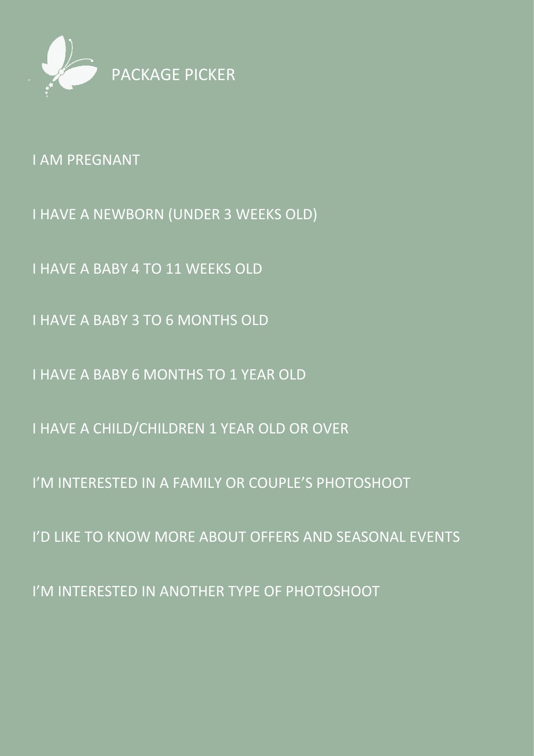# PACKAGE PICKER

I AM PREGNANT

I HAVE A NEWBORN (UNDER 3 WEEKS OLD)

I HAVE A BABY 4 TO 11 WEEKS OLD

I HAVE A BABY 3 TO 6 MONTHS OLD

I HAVE A BABY 6 MONTHS TO 1 YEAR OLD

I HAVE A CHILD/CHILDREN 1 YEAR OLD OR OVER

I'M INTERESTED IN A FAMILY OR COUPLE'S PHOTOSHOOT

I'D LIKE TO KNOW MORE ABOUT OFFERS AND SEASONAL EVENTS

I'M INTERESTED IN ANOTHER TYPE OF PHOTOSHOOT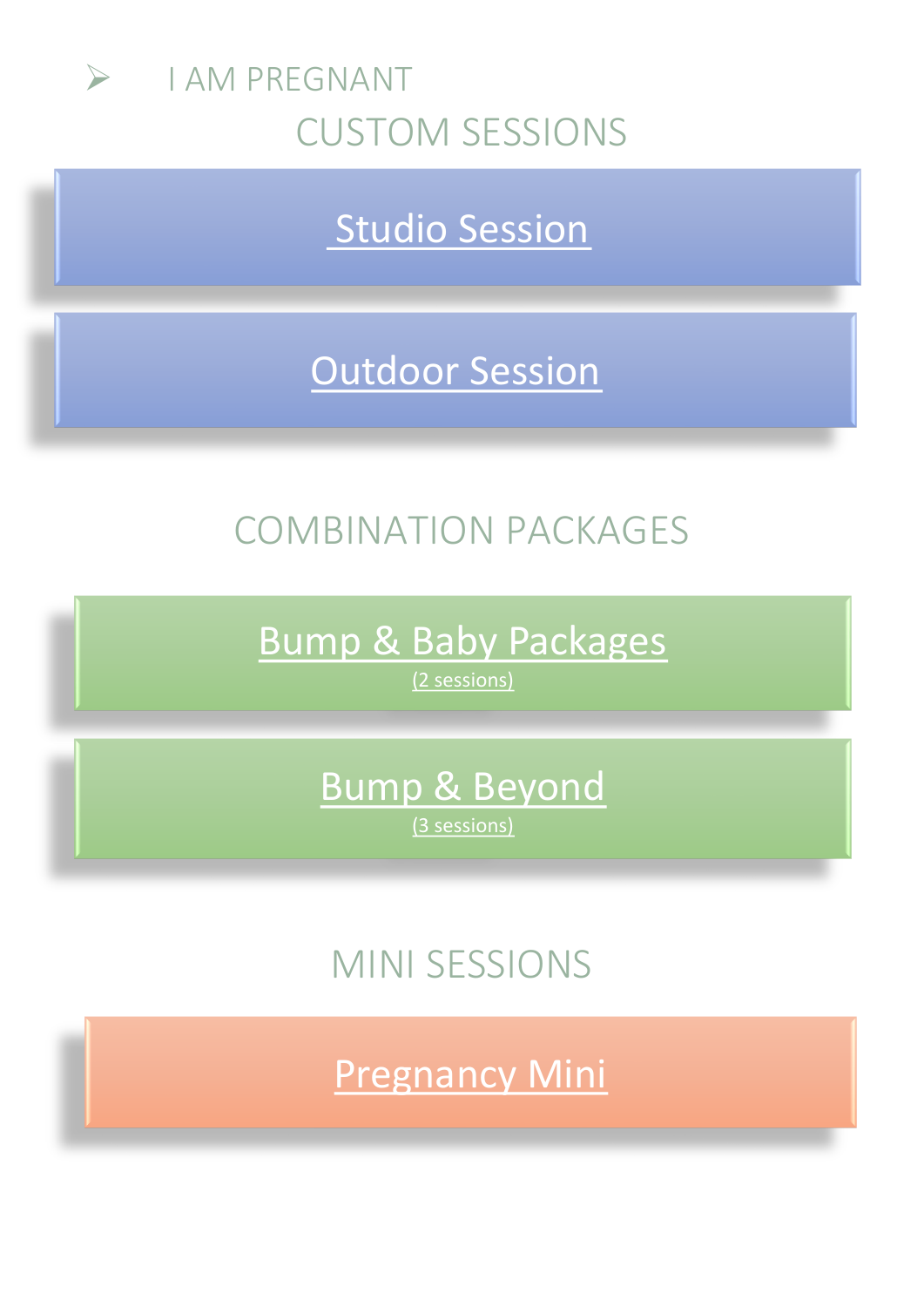- I AM PREGNANT

## CUSTOM SESSIONS

Studio Session

Outdoor Session

## COMBINATION PACKAGES

Bump & Baby Packages
(2 sessions)

Bump & Beyond
(3 sessions)

## MINI SESSIONS

Pregnancy Mini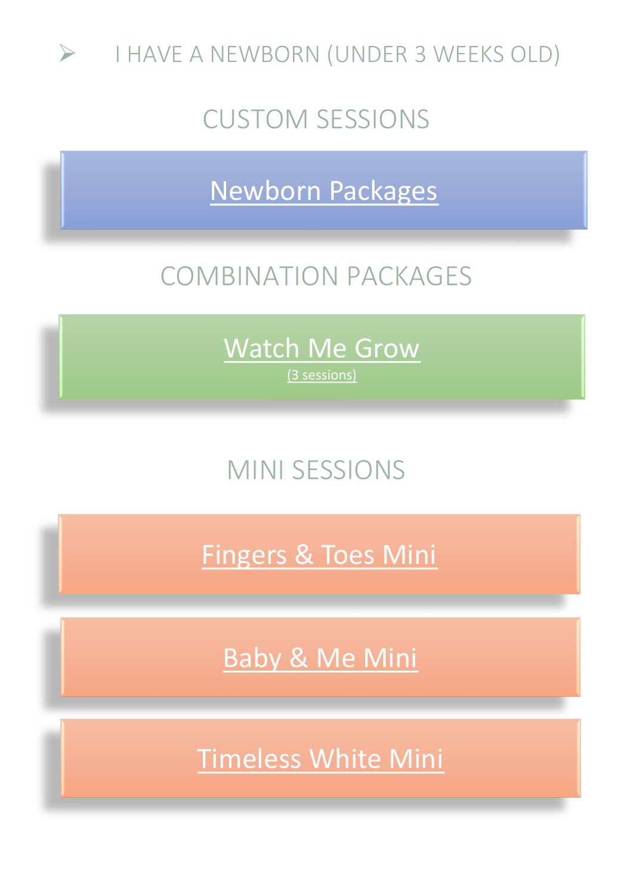- I HAVE A NEWBORN (UNDER 3 WEEKS OLD)

## CUSTOM SESSIONS

Newborn Packages

## COMBINATION PACKAGES

Watch Me Grow
(3 sessions)

## MINI SESSIONS

Fingers & Toes Mini

Baby & Me Mini

Timeless White Mini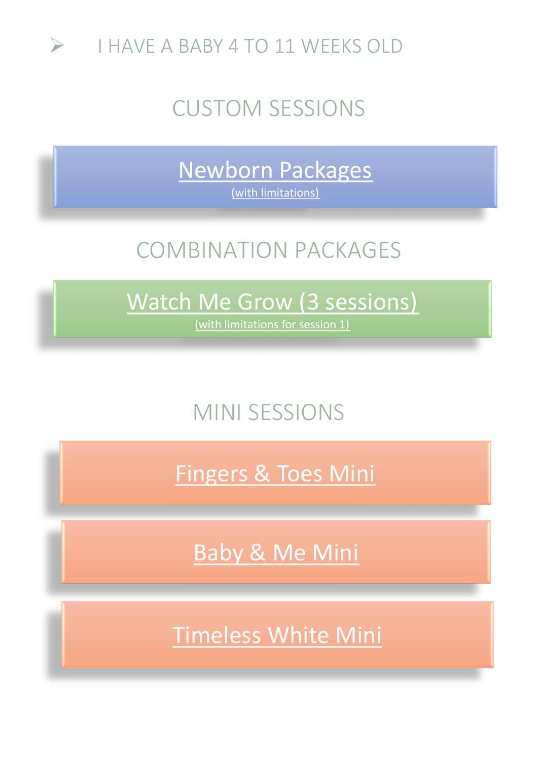- I HAVE A BABY 4 TO 11 WEEKS OLD

## CUSTOM SESSIONS

### Newborn Packages

(with limitations)

## COMBINATION PACKAGES

### Watch Me Grow (3 sessions)

(with limitations for session 1)

## MINI SESSIONS

### Fingers & Toes Mini

### Baby & Me Mini

### Timeless White Mini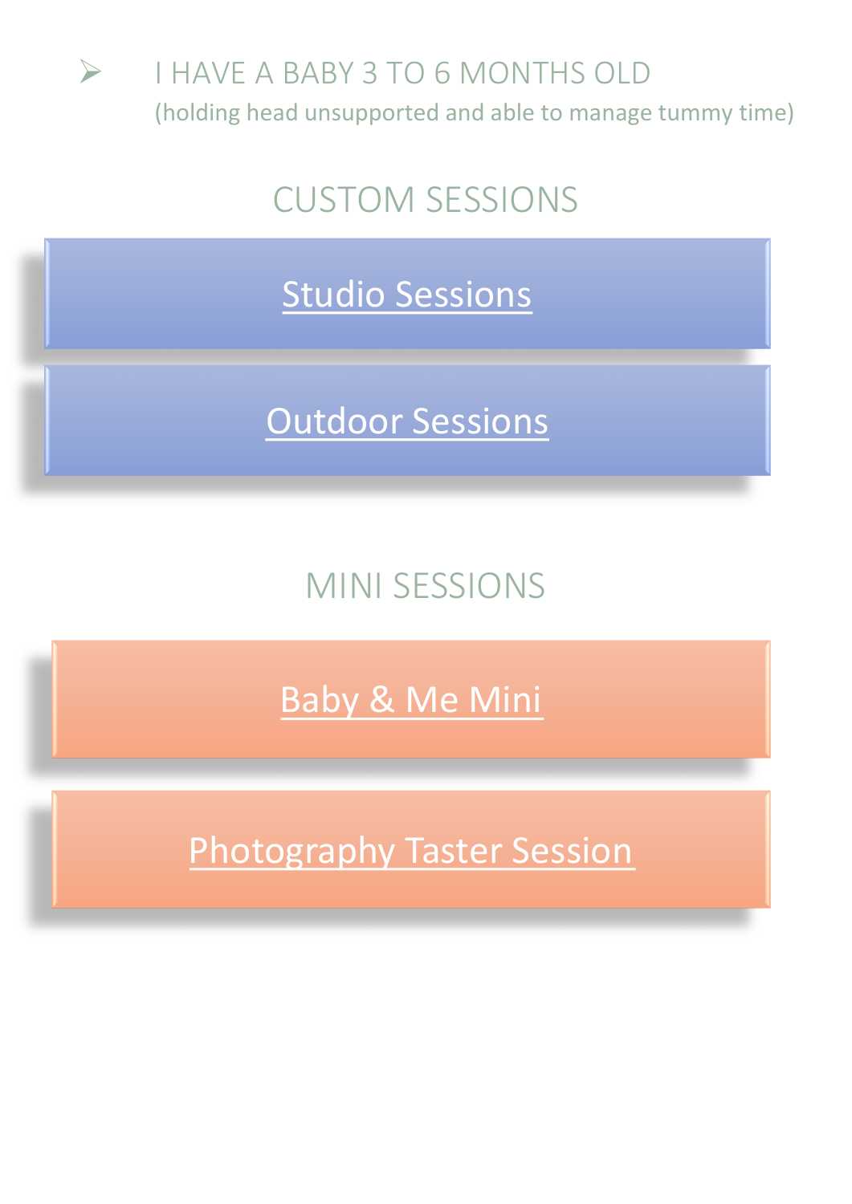- I HAVE A BABY 3 TO 6 MONTHS OLD
  (holding head unsupported and able to manage tummy time)

## CUSTOM SESSIONS

Studio Sessions

Outdoor Sessions

## MINI SESSIONS

Baby & Me Mini

Photography Taster Session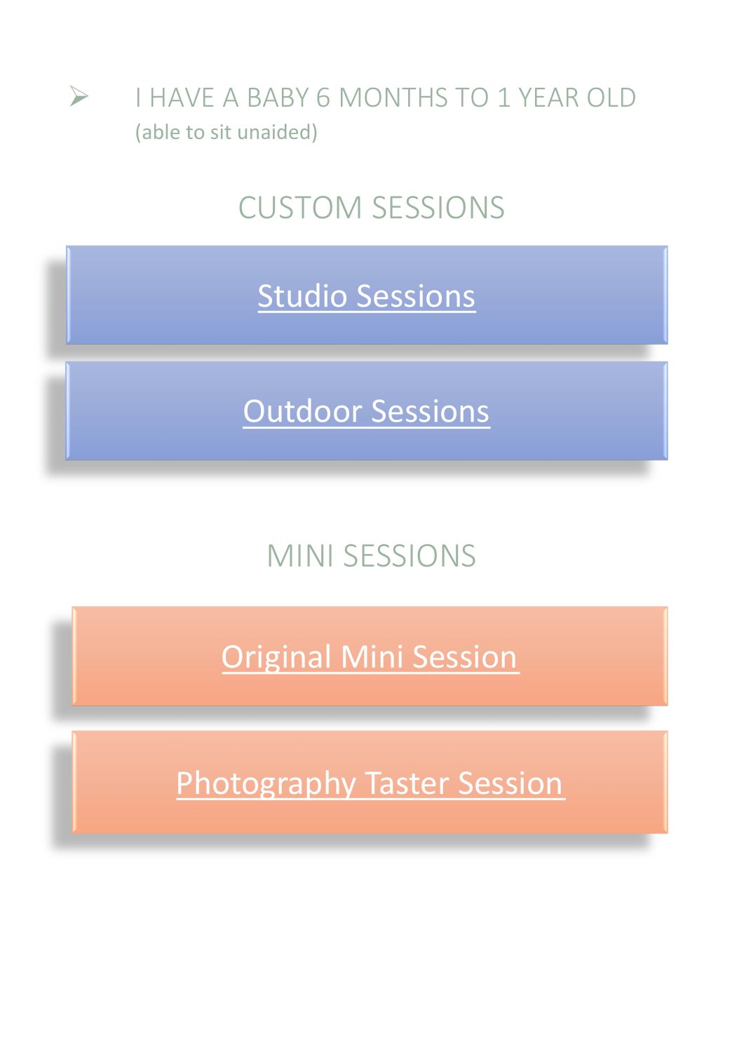- I HAVE A BABY 6 MONTHS TO 1 YEAR OLD
  (able to sit unaided)

## CUSTOM SESSIONS

Studio Sessions

Outdoor Sessions

## MINI SESSIONS

Original Mini Session

Photography Taster Session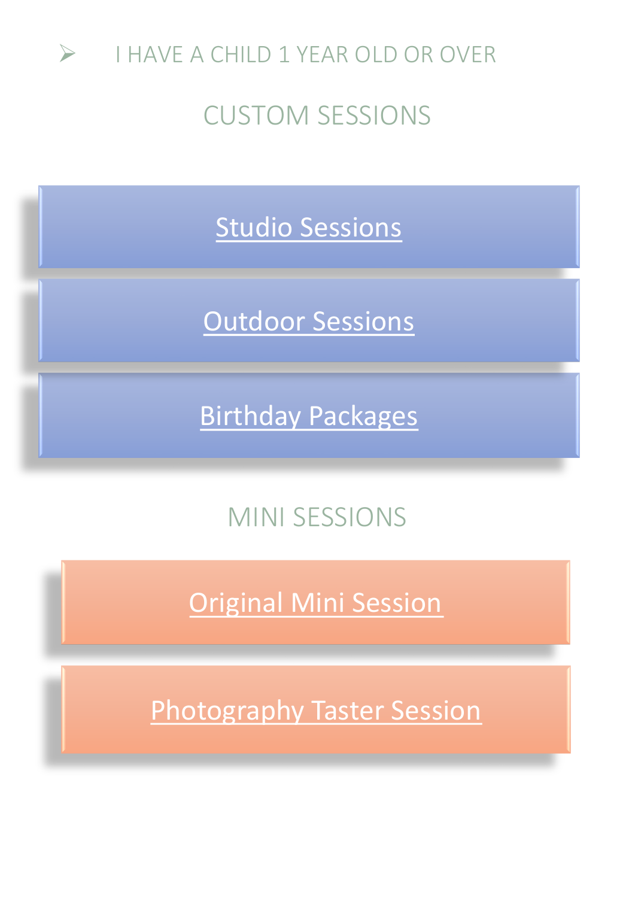- I HAVE A CHILD 1 YEAR OLD OR OVER

## CUSTOM SESSIONS

Studio Sessions

Outdoor Sessions

Birthday Packages

## MINI SESSIONS

Original Mini Session

Photography Taster Session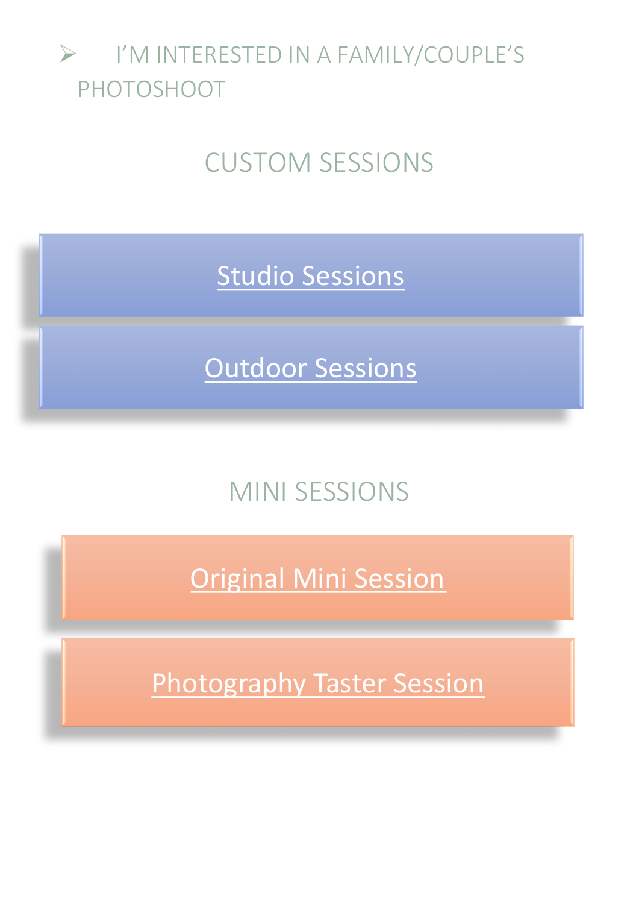- I'M INTERESTED IN A FAMILY/COUPLE'S PHOTOSHOOT

## CUSTOM SESSIONS

Studio Sessions

Outdoor Sessions

## MINI SESSIONS

Original Mini Session

Photography Taster Session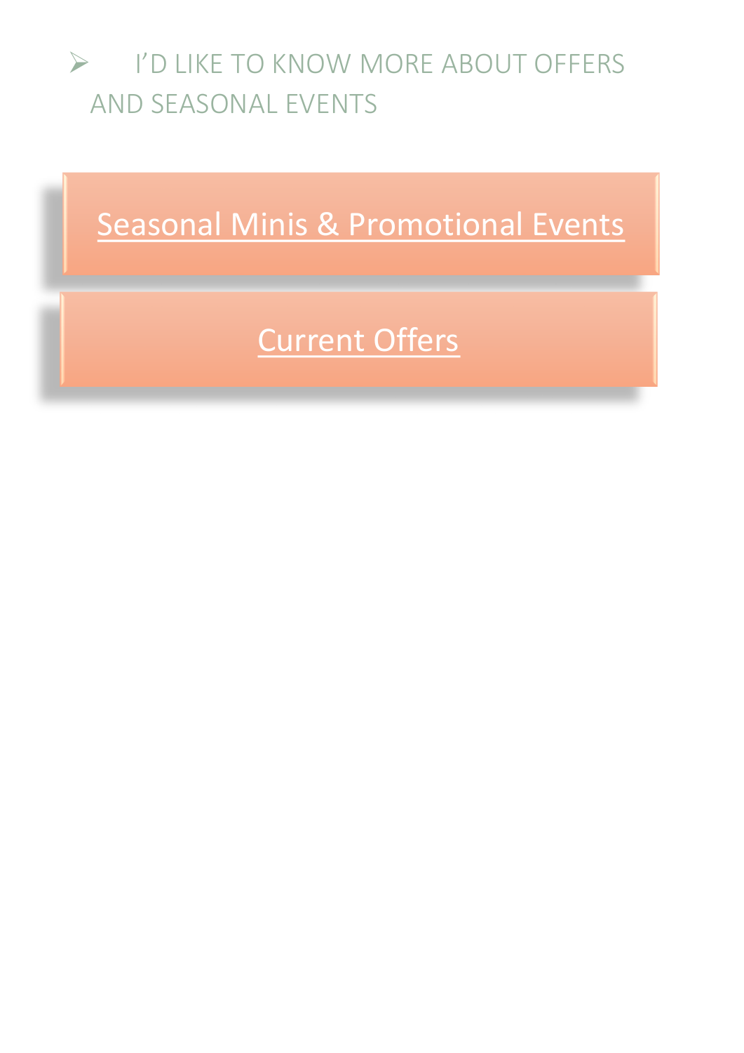- I'D LIKE TO KNOW MORE ABOUT OFFERS AND SEASONAL EVENTS

Seasonal Minis & Promotional Events

Current Offers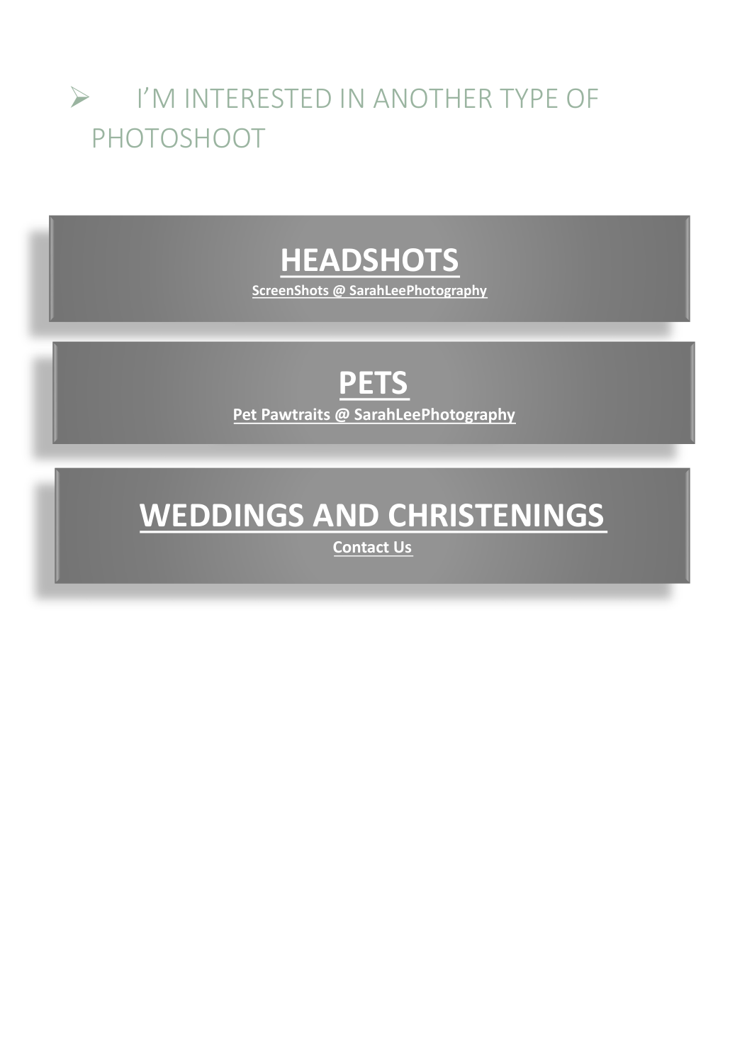- I'M INTERESTED IN ANOTHER TYPE OF PHOTOSHOOT

## HEADSHOTS

**ScreenShots @ SarahLeePhotography**

## PETS

**Pet Pawtraits @ SarahLeePhotography**

## WEDDINGS AND CHRISTENINGS

**Contact Us**